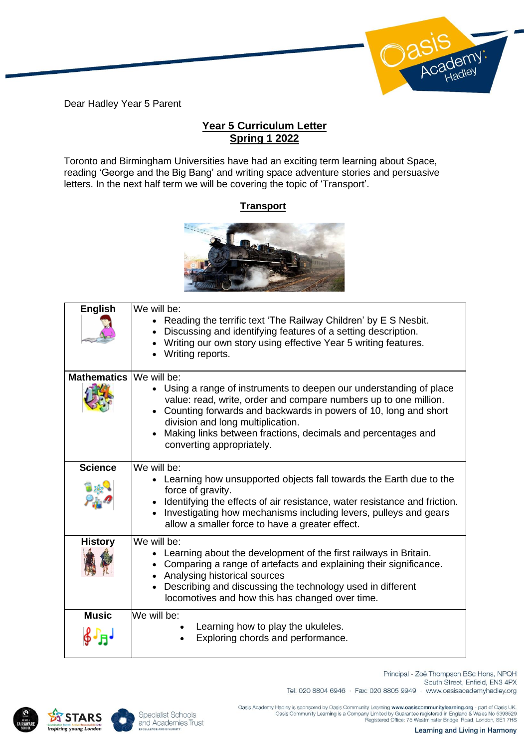Dear Hadley Year 5 Parent

## Year 5 Curriculum Letter
## Spring 1 2022

Toronto and Birmingham Universities have had an exciting term learning about Space, reading 'George and the Big Bang' and writing space adventure stories and persuasive letters. In the next half term we will be covering the topic of 'Transport'.

### Transport

| Subject | |
|---|---|
| **English** | We will be:<br>• Reading the terrific text 'The Railway Children' by E S Nesbit.<br>• Discussing and identifying features of a setting description.<br>• Writing our own story using effective Year 5 writing features.<br>• Writing reports. |
| **Mathematics** | We will be:<br>• Using a range of instruments to deepen our understanding of place value: read, write, order and compare numbers up to one million.<br>• Counting forwards and backwards in powers of 10, long and short division and long multiplication.<br>• Making links between fractions, decimals and percentages and converting appropriately. |
| **Science** | We will be:<br>• Learning how unsupported objects fall towards the Earth due to the force of gravity.<br>• Identifying the effects of air resistance, water resistance and friction.<br>• Investigating how mechanisms including levers, pulleys and gears allow a smaller force to have a greater effect. |
| **History** | We will be:<br>• Learning about the development of the first railways in Britain.<br>• Comparing a range of artefacts and explaining their significance.<br>• Analysing historical sources<br>• Describing and discussing the technology used in different locomotives and how this has changed over time. |
| **Music** | We will be:<br>• Learning how to play the ukuleles.<br>• Exploring chords and performance. |

Principal - Zoë Thompson BSc Hons, NPQH
South Street, Enfield, EN3 4PX
Tel: 020 8804 6946 · Fax: 020 8805 9949 · www.oasisacademyhadley.org

Oasis Academy Hadley is sponsored by Oasis Community Learning www.oasiscommunitylearning.org - part of Oasis UK.
Oasis Community Learning is a Company Limited by Guarantee registered in England & Wales No 5398529
Registered Office: 75 Westminster Bridge Road, London, SE1 7HS

Learning and Living in Harmony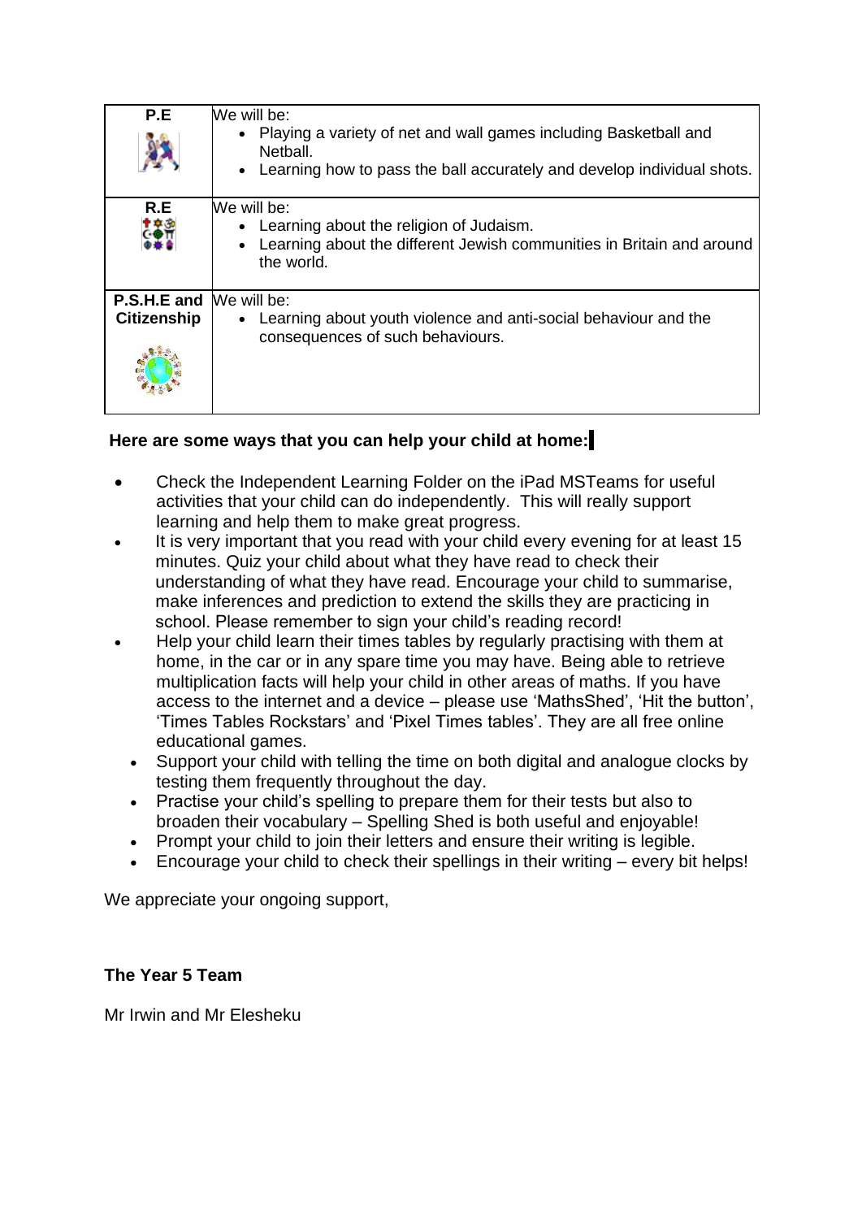| | |
|---|---|
| **P.E** | We will be:<br>• Playing a variety of net and wall games including Basketball and Netball.<br>• Learning how to pass the ball accurately and develop individual shots. |
| **R.E** | We will be:<br>• Learning about the religion of Judaism.<br>• Learning about the different Jewish communities in Britain and around the world. |
| **P.S.H.E and Citizenship** | We will be:<br>• Learning about youth violence and anti-social behaviour and the consequences of such behaviours. |

**Here are some ways that you can help your child at home:**

- Check the Independent Learning Folder on the iPad MSTeams for useful activities that your child can do independently. This will really support learning and help them to make great progress.
- It is very important that you read with your child every evening for at least 15 minutes. Quiz your child about what they have read to check their understanding of what they have read. Encourage your child to summarise, make inferences and prediction to extend the skills they are practicing in school. Please remember to sign your child's reading record!
- Help your child learn their times tables by regularly practising with them at home, in the car or in any spare time you may have. Being able to retrieve multiplication facts will help your child in other areas of maths. If you have access to the internet and a device – please use 'MathsShed', 'Hit the button', 'Times Tables Rockstars' and 'Pixel Times tables'. They are all free online educational games.
- Support your child with telling the time on both digital and analogue clocks by testing them frequently throughout the day.
- Practise your child's spelling to prepare them for their tests but also to broaden their vocabulary – Spelling Shed is both useful and enjoyable!
- Prompt your child to join their letters and ensure their writing is legible.
- Encourage your child to check their spellings in their writing – every bit helps!

We appreciate your ongoing support,

**The Year 5 Team**

Mr Irwin and Mr Elesheku